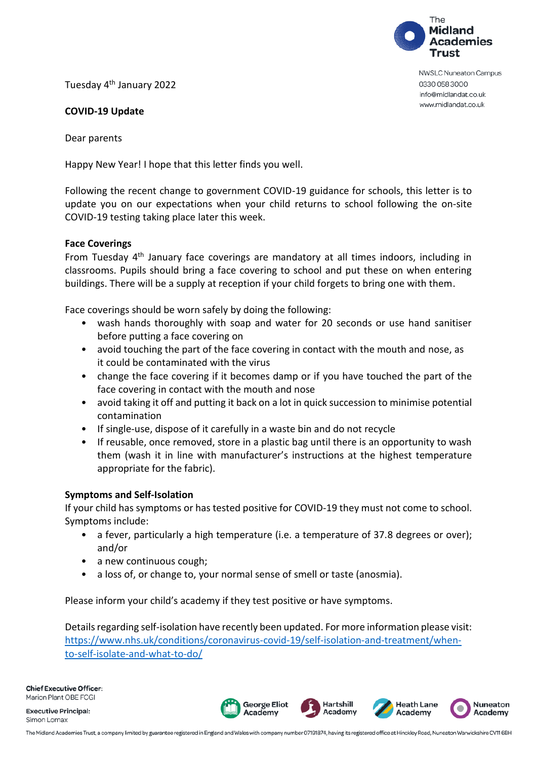The Midland Academies Trust

NWSLC Nuneaton Campus
0330 058 3000
info@midlandat.co.uk
www.midlandat.co.uk

Tuesday 4th January 2022

**COVID-19 Update**

Dear parents

Happy New Year! I hope that this letter finds you well.

Following the recent change to government COVID-19 guidance for schools, this letter is to update you on our expectations when your child returns to school following the on-site COVID-19 testing taking place later this week.

**Face Coverings**

From Tuesday 4th January face coverings are mandatory at all times indoors, including in classrooms. Pupils should bring a face covering to school and put these on when entering buildings. There will be a supply at reception if your child forgets to bring one with them.

Face coverings should be worn safely by doing the following:

- wash hands thoroughly with soap and water for 20 seconds or use hand sanitiser before putting a face covering on
- avoid touching the part of the face covering in contact with the mouth and nose, as it could be contaminated with the virus
- change the face covering if it becomes damp or if you have touched the part of the face covering in contact with the mouth and nose
- avoid taking it off and putting it back on a lot in quick succession to minimise potential contamination
- If single-use, dispose of it carefully in a waste bin and do not recycle
- If reusable, once removed, store in a plastic bag until there is an opportunity to wash them (wash it in line with manufacturer's instructions at the highest temperature appropriate for the fabric).

**Symptoms and Self-Isolation**

If your child has symptoms or has tested positive for COVID-19 they must not come to school. Symptoms include:

- a fever, particularly a high temperature (i.e. a temperature of 37.8 degrees or over); and/or
- a new continuous cough;
- a loss of, or change to, your normal sense of smell or taste (anosmia).

Please inform your child's academy if they test positive or have symptoms.

Details regarding self-isolation have recently been updated. For more information please visit: https://www.nhs.uk/conditions/coronavirus-covid-19/self-isolation-and-treatment/when-to-self-isolate-and-what-to-do/

**Chief Executive Officer:**
Marion Plant OBE FCGI

**Executive Principal:**
Simon Lomax

George Eliot Academy | Hartshill Academy | Heath Lane Academy | Nuneaton Academy

The Midland Academies Trust, a company limited by guarantee registered in England and Wales with company number 07191874, having its registered office at Hinckley Road, Nuneaton Warwickshire CV11 6BH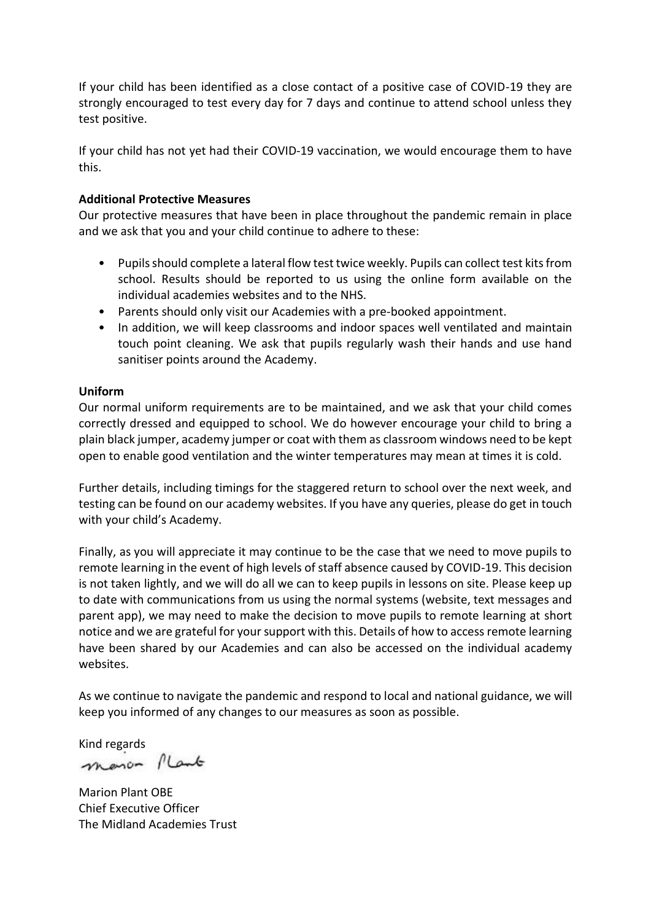If your child has been identified as a close contact of a positive case of COVID-19 they are strongly encouraged to test every day for 7 days and continue to attend school unless they test positive.

If your child has not yet had their COVID-19 vaccination, we would encourage them to have this.

**Additional Protective Measures**

Our protective measures that have been in place throughout the pandemic remain in place and we ask that you and your child continue to adhere to these:

- Pupils should complete a lateral flow test twice weekly. Pupils can collect test kits from school. Results should be reported to us using the online form available on the individual academies websites and to the NHS.
- Parents should only visit our Academies with a pre-booked appointment.
- In addition, we will keep classrooms and indoor spaces well ventilated and maintain touch point cleaning. We ask that pupils regularly wash their hands and use hand sanitiser points around the Academy.

**Uniform**

Our normal uniform requirements are to be maintained, and we ask that your child comes correctly dressed and equipped to school. We do however encourage your child to bring a plain black jumper, academy jumper or coat with them as classroom windows need to be kept open to enable good ventilation and the winter temperatures may mean at times it is cold.

Further details, including timings for the staggered return to school over the next week, and testing can be found on our academy websites. If you have any queries, please do get in touch with your child's Academy.

Finally, as you will appreciate it may continue to be the case that we need to move pupils to remote learning in the event of high levels of staff absence caused by COVID-19. This decision is not taken lightly, and we will do all we can to keep pupils in lessons on site. Please keep up to date with communications from us using the normal systems (website, text messages and parent app), we may need to make the decision to move pupils to remote learning at short notice and we are grateful for your support with this. Details of how to access remote learning have been shared by our Academies and can also be accessed on the individual academy websites.

As we continue to navigate the pandemic and respond to local and national guidance, we will keep you informed of any changes to our measures as soon as possible.

Kind regards

Marion Plant

Marion Plant OBE
Chief Executive Officer
The Midland Academies Trust